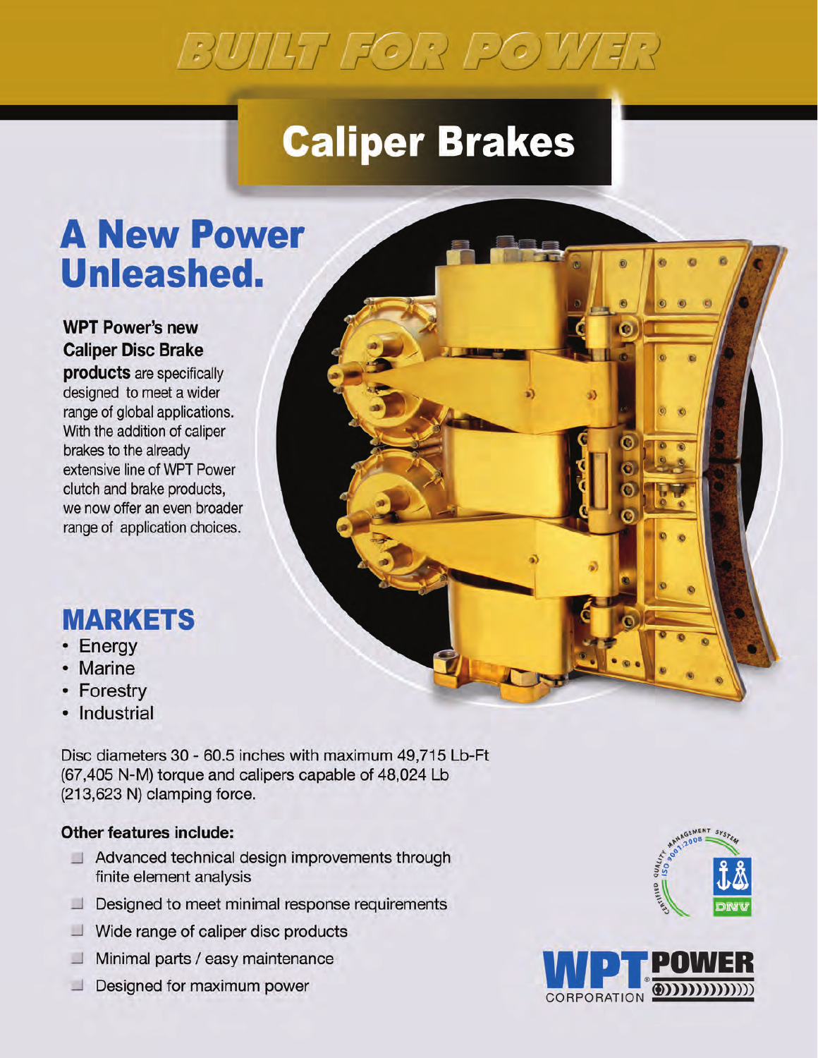# BUILT FOR POWER

# Caliper Brakes

## A New Power Unleashed.

**WPT Power's new Caliper Disc Brake products** are specifically designed to meet a wider range of global applications. With the addition of caliper brakes to the already extensive line of WPT Power clutch and brake products, we now offer an even broader range of application choices.

## MARKETS

- Energy
- Marine
- Forestry
- Industrial

Disc diameters 30 - 60.5 inches with maximum 49,715 Lb-Ft (67,405 N-M) torque and calipers capable of 48,024 Lb (213,623 N) clamping force.

**Other features include:**

- Advanced technical design improvements through finite element analysis
- Designed to meet minimal response requirements
- Wide range of caliper disc products
- Minimal parts / easy maintenance
- Designed for maximum power

CERTIFIED QUALITY MANAGEMENT SYSTEM ISO 9001:2008 DNV

WPT POWER CORPORATION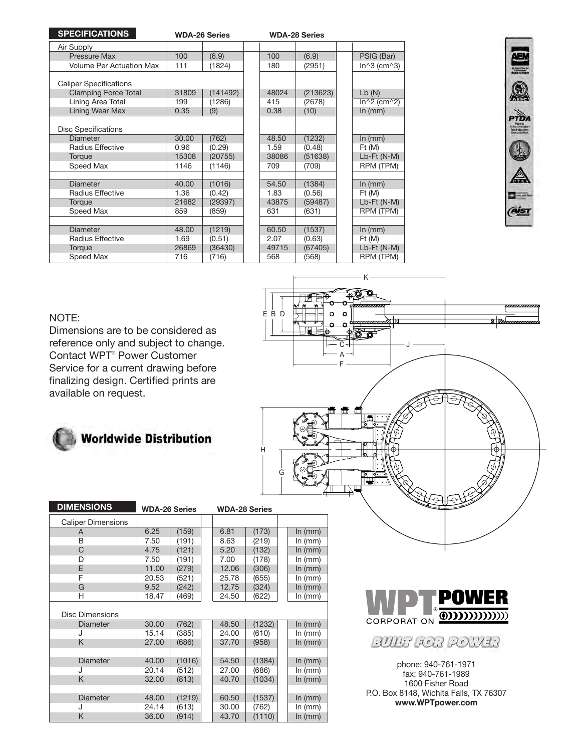| SPECIFICATIONS | WDA-26 Series | | | WDA-28 Series | | | |
|---|---|---|---|---|---|---|---|
| Air Supply | | | | | | | |
| Pressure Max | 100 | (6.9) | | 100 | (6.9) | | PSIG (Bar) |
| Volume Per Actuation Max | 111 | (1824) | | 180 | (2951) | | In^3 (cm^3) |
| | | | | | | | |
| Caliper Specifications | | | | | | | |
| Clamping Force Total | 31809 | (141492) | | 48024 | (213623) | | Lb (N) |
| Lining Area Total | 199 | (1286) | | 415 | (2678) | | In^2 (cm^2) |
| Lining Wear Max | 0.35 | (9) | | 0.38 | (10) | | In (mm) |
| | | | | | | | |
| Disc Specifications | | | | | | | |
| Diameter | 30.00 | (762) | | 48.50 | (1232) | | In (mm) |
| Radius Effective | 0.96 | (0.29) | | 1.59 | (0.48) | | Ft (M) |
| Torque | 15308 | (20755) | | 38086 | (51638) | | Lb-Ft (N-M) |
| Speed Max | 1146 | (1146) | | 709 | (709) | | RPM (TPM) |
| | | | | | | | |
| Diameter | 40.00 | (1016) | | 54.50 | (1384) | | In (mm) |
| Radius Effective | 1.36 | (0.42) | | 1.83 | (0.56) | | Ft (M) |
| Torque | 21682 | (29397) | | 43875 | (59487) | | Lb-Ft (N-M) |
| Speed Max | 859 | (859) | | 631 | (631) | | RPM (TPM) |
| | | | | | | | |
| Diameter | 48.00 | (1219) | | 60.50 | (1537) | | In (mm) |
| Radius Effective | 1.69 | (0.51) | | 2.07 | (0.63) | | Ft (M) |
| Torque | 26869 | (36430) | | 49715 | (67405) | | Lb-Ft (N-M) |
| Speed Max | 716 | (716) | | 568 | (568) | | RPM (TPM) |

NOTE:
Dimensions are to be considered as reference only and subject to change. Contact WPT® Power Customer Service for a current drawing before finalizing design. Certified prints are available on request.

**Worldwide Distribution**

| DIMENSIONS | WDA-26 Series | | | WDA-28 Series | | | |
|---|---|---|---|---|---|---|---|
| Caliper Dimensions | | | | | | | |
| A | 6.25 | (159) | | 6.81 | (173) | | In (mm) |
| B | 7.50 | (191) | | 8.63 | (219) | | In (mm) |
| C | 4.75 | (121) | | 5.20 | (132) | | In (mm) |
| D | 7.50 | (191) | | 7.00 | (178) | | In (mm) |
| E | 11.00 | (279) | | 12.06 | (306) | | In (mm) |
| F | 20.53 | (521) | | 25.78 | (655) | | In (mm) |
| G | 9.52 | (242) | | 12.75 | (324) | | In (mm) |
| H | 18.47 | (469) | | 24.50 | (622) | | In (mm) |
| | | | | | | | |
| Disc Dimensions | | | | | | | |
| Diameter | 30.00 | (762) | | 48.50 | (1232) | | In (mm) |
| J | 15.14 | (385) | | 24.00 | (610) | | In (mm) |
| K | 27.00 | (686) | | 37.70 | (958) | | In (mm) |
| | | | | | | | |
| Diameter | 40.00 | (1016) | | 54.50 | (1384) | | In (mm) |
| J | 20.14 | (512) | | 27.00 | (686) | | In (mm) |
| K | 32.00 | (813) | | 40.70 | (1034) | | In (mm) |
| | | | | | | | |
| Diameter | 48.00 | (1219) | | 60.50 | (1537) | | In (mm) |
| J | 24.14 | (613) | | 30.00 | (762) | | In (mm) |
| K | 36.00 | (914) | | 43.70 | (1110) | | In (mm) |

K
E B D
C
A
F
J
H
G

WPT POWER CORPORATION

BUILT FOR POWER

phone: 940-761-1971
fax: 940-761-1989
1600 Fisher Road
P.O. Box 8148, Wichita Falls, TX 76307
**www.WPTpower.com**